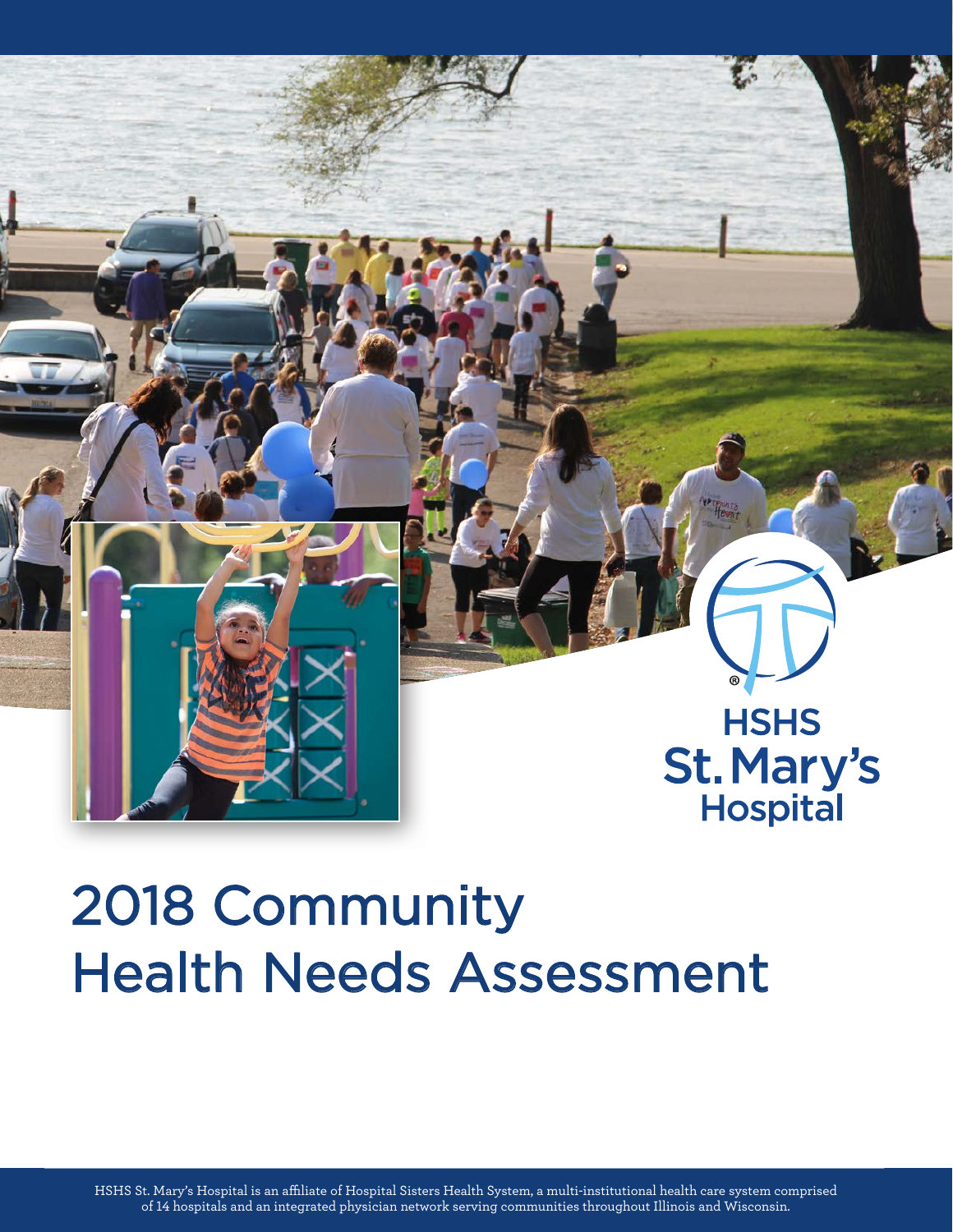HSHS St. Mary's Hospital

# 2018 Community Health Needs Assessment

HSHS St. Mary's Hospital is an affiliate of Hospital Sisters Health System, a multi-institutional health care system comprised of 14 hospitals and an integrated physician network serving communities throughout Illinois and Wisconsin.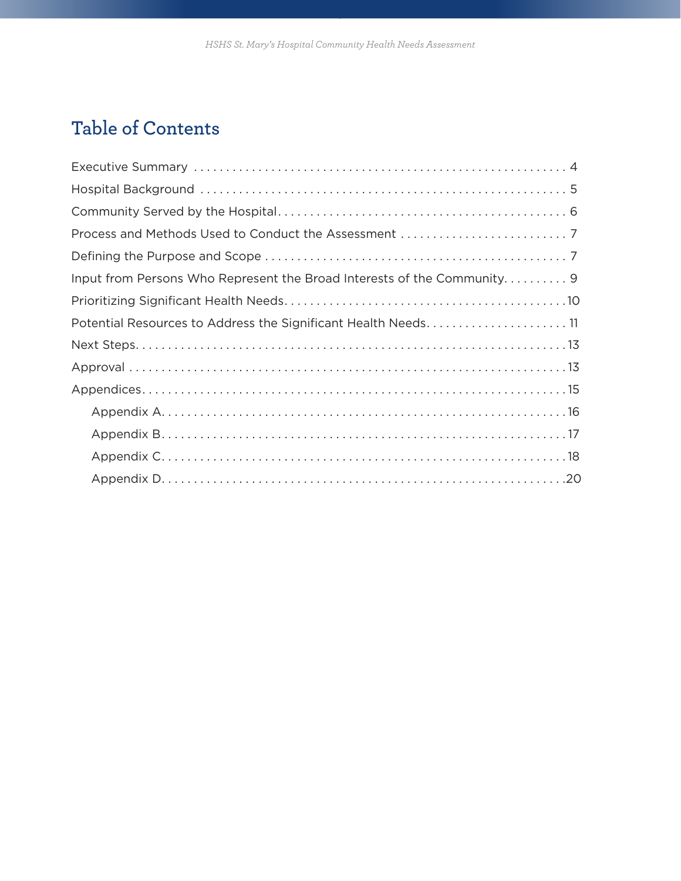# Table of Contents

- Executive Summary ........ 4
- Hospital Background ........ 5
- Community Served by the Hospital ........ 6
- Process and Methods Used to Conduct the Assessment ........ 7
- Defining the Purpose and Scope ........ 7
- Input from Persons Who Represent the Broad Interests of the Community ........ 9
- Prioritizing Significant Health Needs ........ 10
- Potential Resources to Address the Significant Health Needs ........ 11
- Next Steps ........ 13
- Approval ........ 13
- Appendices ........ 15
  - Appendix A ........ 16
  - Appendix B ........ 17
  - Appendix C ........ 18
  - Appendix D ........ 20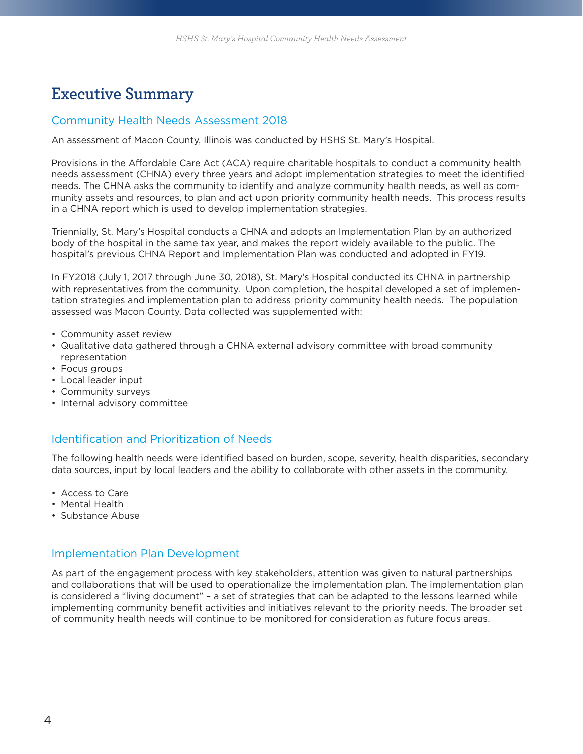# Executive Summary

## Community Health Needs Assessment 2018

An assessment of Macon County, Illinois was conducted by HSHS St. Mary's Hospital.

Provisions in the Affordable Care Act (ACA) require charitable hospitals to conduct a community health needs assessment (CHNA) every three years and adopt implementation strategies to meet the identified needs. The CHNA asks the community to identify and analyze community health needs, as well as community assets and resources, to plan and act upon priority community health needs. This process results in a CHNA report which is used to develop implementation strategies.

Triennially, St. Mary's Hospital conducts a CHNA and adopts an Implementation Plan by an authorized body of the hospital in the same tax year, and makes the report widely available to the public. The hospital's previous CHNA Report and Implementation Plan was conducted and adopted in FY19.

In FY2018 (July 1, 2017 through June 30, 2018), St. Mary's Hospital conducted its CHNA in partnership with representatives from the community. Upon completion, the hospital developed a set of implementation strategies and implementation plan to address priority community health needs. The population assessed was Macon County. Data collected was supplemented with:

- Community asset review
- Qualitative data gathered through a CHNA external advisory committee with broad community representation
- Focus groups
- Local leader input
- Community surveys
- Internal advisory committee

## Identification and Prioritization of Needs

The following health needs were identified based on burden, scope, severity, health disparities, secondary data sources, input by local leaders and the ability to collaborate with other assets in the community.

- Access to Care
- Mental Health
- Substance Abuse

## Implementation Plan Development

As part of the engagement process with key stakeholders, attention was given to natural partnerships and collaborations that will be used to operationalize the implementation plan. The implementation plan is considered a "living document" – a set of strategies that can be adapted to the lessons learned while implementing community benefit activities and initiatives relevant to the priority needs. The broader set of community health needs will continue to be monitored for consideration as future focus areas.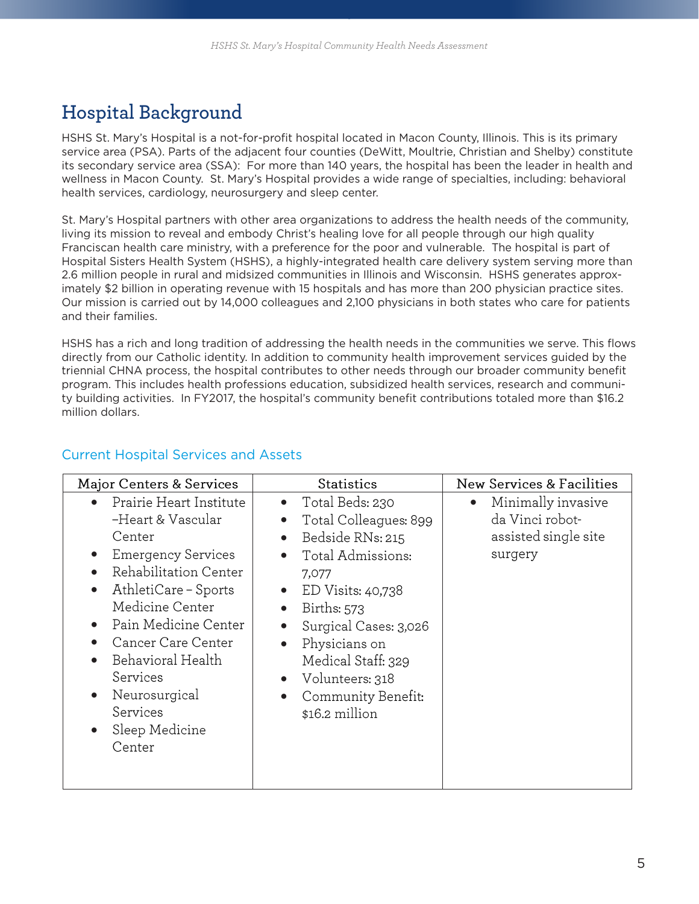## Hospital Background

HSHS St. Mary's Hospital is a not-for-profit hospital located in Macon County, Illinois. This is its primary service area (PSA). Parts of the adjacent four counties (DeWitt, Moultrie, Christian and Shelby) constitute its secondary service area (SSA): For more than 140 years, the hospital has been the leader in health and wellness in Macon County. St. Mary's Hospital provides a wide range of specialties, including: behavioral health services, cardiology, neurosurgery and sleep center.

St. Mary's Hospital partners with other area organizations to address the health needs of the community, living its mission to reveal and embody Christ's healing love for all people through our high quality Franciscan health care ministry, with a preference for the poor and vulnerable. The hospital is part of Hospital Sisters Health System (HSHS), a highly-integrated health care delivery system serving more than 2.6 million people in rural and midsized communities in Illinois and Wisconsin. HSHS generates approximately $2 billion in operating revenue with 15 hospitals and has more than 200 physician practice sites. Our mission is carried out by 14,000 colleagues and 2,100 physicians in both states who care for patients and their families.

HSHS has a rich and long tradition of addressing the health needs in the communities we serve. This flows directly from our Catholic identity. In addition to community health improvement services guided by the triennial CHNA process, the hospital contributes to other needs through our broader community benefit program. This includes health professions education, subsidized health services, research and community building activities. In FY2017, the hospital's community benefit contributions totaled more than $16.2 million dollars.

### Current Hospital Services and Assets

| Major Centers & Services | Statistics | New Services & Facilities |
|---|---|---|
| • Prairie Heart Institute –Heart & Vascular Center<br>• Emergency Services<br>• Rehabilitation Center<br>• AthletiCare – Sports Medicine Center<br>• Pain Medicine Center<br>• Cancer Care Center<br>• Behavioral Health Services<br>• Neurosurgical Services<br>• Sleep Medicine Center | • Total Beds: 230<br>• Total Colleagues: 899<br>• Bedside RNs: 215<br>• Total Admissions: 7,077<br>• ED Visits: 40,738<br>• Births: 573<br>• Surgical Cases: 3,026<br>• Physicians on Medical Staff: 329<br>• Volunteers: 318<br>• Community Benefit: $16.2 million | • Minimally invasive da Vinci robot-assisted single site surgery |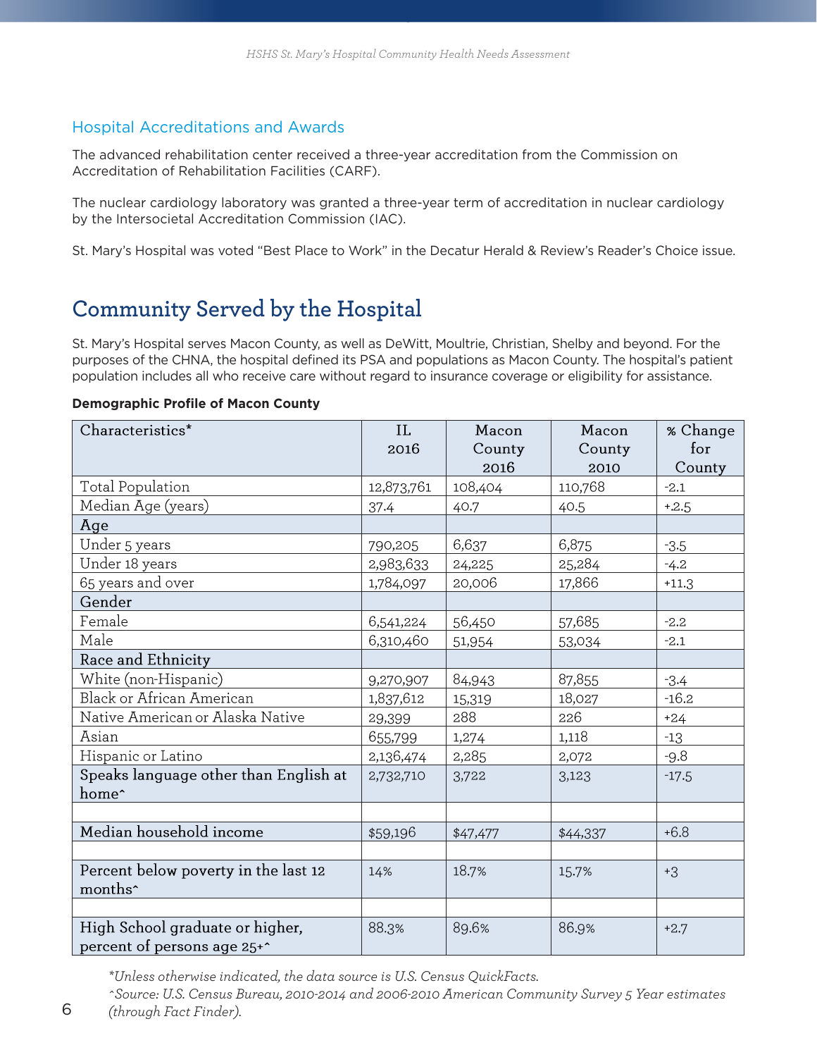## Hospital Accreditations and Awards

The advanced rehabilitation center received a three-year accreditation from the Commission on Accreditation of Rehabilitation Facilities (CARF).

The nuclear cardiology laboratory was granted a three-year term of accreditation in nuclear cardiology by the Intersocietal Accreditation Commission (IAC).

St. Mary's Hospital was voted "Best Place to Work" in the Decatur Herald & Review's Reader's Choice issue.

# Community Served by the Hospital

St. Mary's Hospital serves Macon County, as well as DeWitt, Moultrie, Christian, Shelby and beyond. For the purposes of the CHNA, the hospital defined its PSA and populations as Macon County. The hospital's patient population includes all who receive care without regard to insurance coverage or eligibility for assistance.

**Demographic Profile of Macon County**

| Characteristics* | IL 2016 | Macon County 2016 | Macon County 2010 | % Change for County |
|---|---|---|---|---|
| Total Population | 12,873,761 | 108,404 | 110,768 | -2.1 |
| Median Age (years) | 37.4 | 40.7 | 40.5 | +2.5 |
| Age | | | | |
| Under 5 years | 790,205 | 6,637 | 6,875 | -3.5 |
| Under 18 years | 2,983,633 | 24,225 | 25,284 | -4.2 |
| 65 years and over | 1,784,097 | 20,006 | 17,866 | +11.3 |
| Gender | | | | |
| Female | 6,541,224 | 56,450 | 57,685 | -2.2 |
| Male | 6,310,460 | 51,954 | 53,034 | -2.1 |
| Race and Ethnicity | | | | |
| White (non-Hispanic) | 9,270,907 | 84,943 | 87,855 | -3.4 |
| Black or African American | 1,837,612 | 15,319 | 18,027 | -16.2 |
| Native American or Alaska Native | 29,399 | 288 | 226 | +24 |
| Asian | 655,799 | 1,274 | 1,118 | -13 |
| Hispanic or Latino | 2,136,474 | 2,285 | 2,072 | -9.8 |
| Speaks language other than English at home^ | 2,732,710 | 3,722 | 3,123 | -17.5 |
| | | | | |
| Median household income | $59,196 | $47,477 | $44,337 | +6.8 |
| | | | | |
| Percent below poverty in the last 12 months^ | 14% | 18.7% | 15.7% | +3 |
| | | | | |
| High School graduate or higher, percent of persons age 25+^ | 88.3% | 89.6% | 86.9% | +2.7 |

*\*Unless otherwise indicated, the data source is U.S. Census QuickFacts.*

*^Source: U.S. Census Bureau, 2010-2014 and 2006-2010 American Community Survey 5 Year estimates (through Fact Finder).*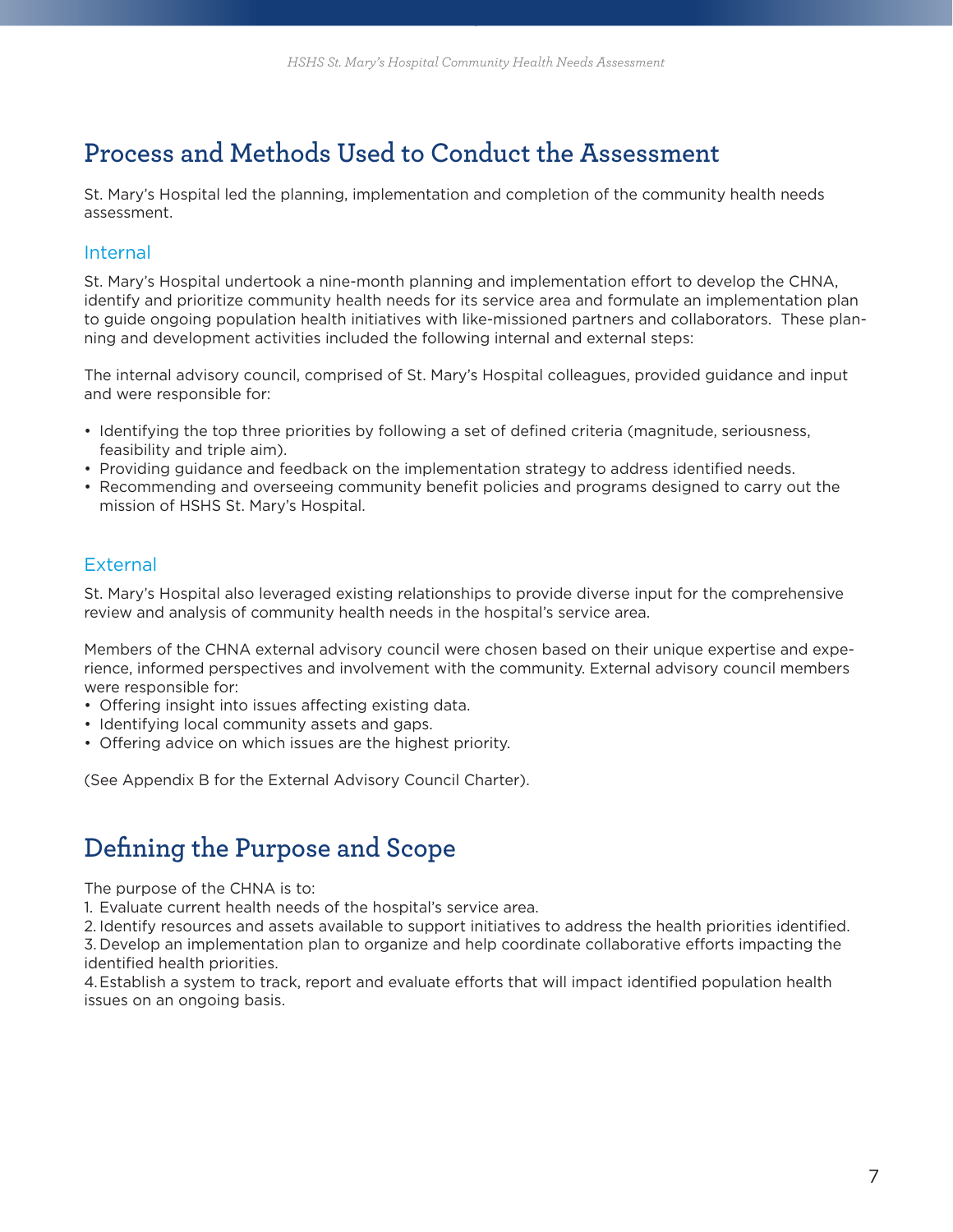## Process and Methods Used to Conduct the Assessment

St. Mary's Hospital led the planning, implementation and completion of the community health needs assessment.

### Internal

St. Mary's Hospital undertook a nine-month planning and implementation effort to develop the CHNA, identify and prioritize community health needs for its service area and formulate an implementation plan to guide ongoing population health initiatives with like-missioned partners and collaborators. These planning and development activities included the following internal and external steps:

The internal advisory council, comprised of St. Mary's Hospital colleagues, provided guidance and input and were responsible for:

- Identifying the top three priorities by following a set of defined criteria (magnitude, seriousness, feasibility and triple aim).
- Providing guidance and feedback on the implementation strategy to address identified needs.
- Recommending and overseeing community benefit policies and programs designed to carry out the mission of HSHS St. Mary's Hospital.

### External

St. Mary's Hospital also leveraged existing relationships to provide diverse input for the comprehensive review and analysis of community health needs in the hospital's service area.

Members of the CHNA external advisory council were chosen based on their unique expertise and experience, informed perspectives and involvement with the community. External advisory council members were responsible for:

- Offering insight into issues affecting existing data.
- Identifying local community assets and gaps.
- Offering advice on which issues are the highest priority.

(See Appendix B for the External Advisory Council Charter).

## Defining the Purpose and Scope

The purpose of the CHNA is to:

1. Evaluate current health needs of the hospital's service area.
2. Identify resources and assets available to support initiatives to address the health priorities identified.
3. Develop an implementation plan to organize and help coordinate collaborative efforts impacting the identified health priorities.
4. Establish a system to track, report and evaluate efforts that will impact identified population health issues on an ongoing basis.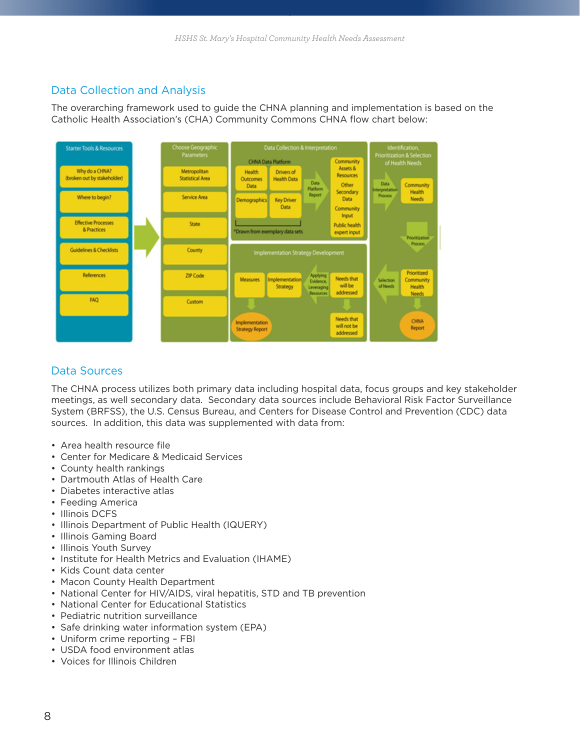## Data Collection and Analysis

The overarching framework used to guide the CHNA planning and implementation is based on the Catholic Health Association's (CHA) Community Commons CHNA flow chart below:

Starter Tools & Resources
Why do a CHNA? (broken out by stakeholder)
Where to begin?
Effective Processes & Practices
Guidelines & Checklists
References
FAQ

Choose Geographic Parameters
Metropolitan Statistical Area
Service Area
State
County
ZIP Code
Custom

Data Collection & Interpretation
CHNA Data Platform
Health Outcomes Data
Drivers of Health Data
Demographics
Key Driver Data
*Drawn from exemplary data sets
Data Platform Report
Community Assets & Resources
Other Secondary Data
Community Input
Public health expert input

Identification, Prioritization & Selection of Health Needs
Data Interpretation Process
Community Health Needs
Prioritization Process
Prioritized Community Health Needs
Selection of Needs
CHNA Report

Implementation Strategy Development
Measures
Implementation Strategy
Applying Evidence, Leveraging Resources
Needs that will be addressed
Needs that will not be addressed
Implementation Strategy Report

## Data Sources

The CHNA process utilizes both primary data including hospital data, focus groups and key stakeholder meetings, as well secondary data. Secondary data sources include Behavioral Risk Factor Surveillance System (BRFSS), the U.S. Census Bureau, and Centers for Disease Control and Prevention (CDC) data sources. In addition, this data was supplemented with data from:

- Area health resource file
- Center for Medicare & Medicaid Services
- County health rankings
- Dartmouth Atlas of Health Care
- Diabetes interactive atlas
- Feeding America
- Illinois DCFS
- Illinois Department of Public Health (IQUERY)
- Illinois Gaming Board
- Illinois Youth Survey
- Institute for Health Metrics and Evaluation (IHAME)
- Kids Count data center
- Macon County Health Department
- National Center for HIV/AIDS, viral hepatitis, STD and TB prevention
- National Center for Educational Statistics
- Pediatric nutrition surveillance
- Safe drinking water information system (EPA)
- Uniform crime reporting – FBI
- USDA food environment atlas
- Voices for Illinois Children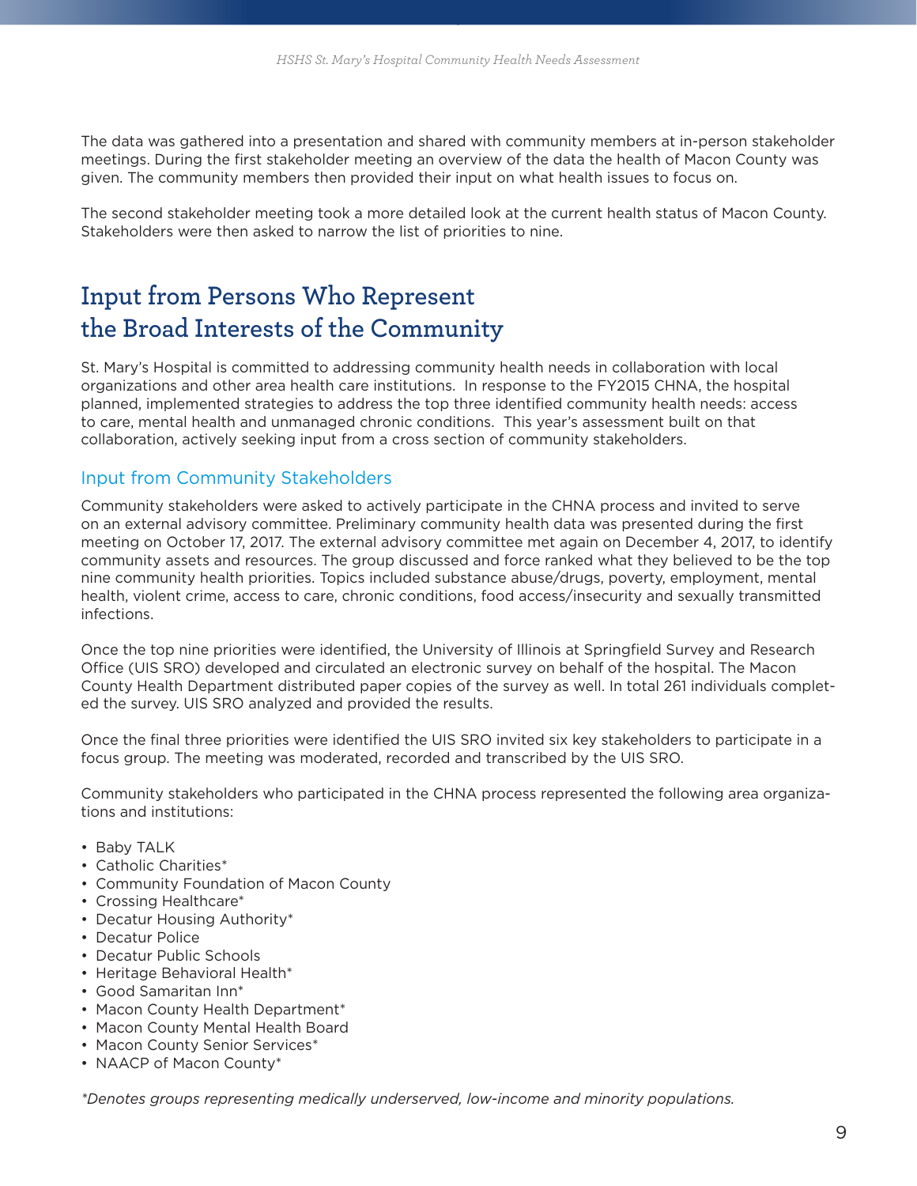The data was gathered into a presentation and shared with community members at in-person stakeholder meetings. During the first stakeholder meeting an overview of the data the health of Macon County was given. The community members then provided their input on what health issues to focus on.

The second stakeholder meeting took a more detailed look at the current health status of Macon County. Stakeholders were then asked to narrow the list of priorities to nine.

# Input from Persons Who Represent the Broad Interests of the Community

St. Mary's Hospital is committed to addressing community health needs in collaboration with local organizations and other area health care institutions. In response to the FY2015 CHNA, the hospital planned, implemented strategies to address the top three identified community health needs: access to care, mental health and unmanaged chronic conditions. This year's assessment built on that collaboration, actively seeking input from a cross section of community stakeholders.

## Input from Community Stakeholders

Community stakeholders were asked to actively participate in the CHNA process and invited to serve on an external advisory committee. Preliminary community health data was presented during the first meeting on October 17, 2017. The external advisory committee met again on December 4, 2017, to identify community assets and resources. The group discussed and force ranked what they believed to be the top nine community health priorities. Topics included substance abuse/drugs, poverty, employment, mental health, violent crime, access to care, chronic conditions, food access/insecurity and sexually transmitted infections.

Once the top nine priorities were identified, the University of Illinois at Springfield Survey and Research Office (UIS SRO) developed and circulated an electronic survey on behalf of the hospital. The Macon County Health Department distributed paper copies of the survey as well. In total 261 individuals completed the survey. UIS SRO analyzed and provided the results.

Once the final three priorities were identified the UIS SRO invited six key stakeholders to participate in a focus group. The meeting was moderated, recorded and transcribed by the UIS SRO.

Community stakeholders who participated in the CHNA process represented the following area organizations and institutions:

- Baby TALK
- Catholic Charities*
- Community Foundation of Macon County
- Crossing Healthcare*
- Decatur Housing Authority*
- Decatur Police
- Decatur Public Schools
- Heritage Behavioral Health*
- Good Samaritan Inn*
- Macon County Health Department*
- Macon County Mental Health Board
- Macon County Senior Services*
- NAACP of Macon County*

*\*Denotes groups representing medically underserved, low-income and minority populations.*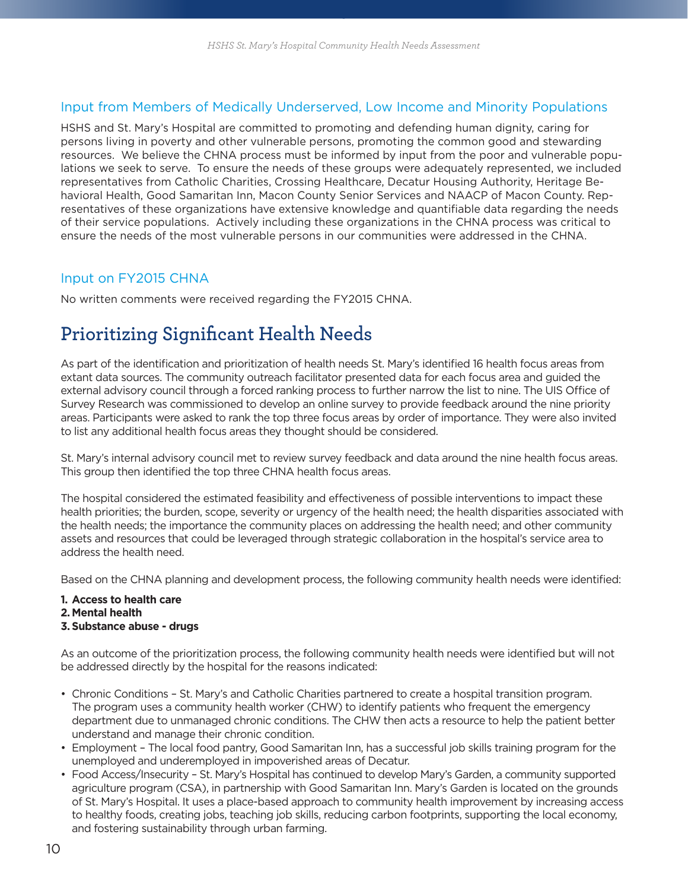### Input from Members of Medically Underserved, Low Income and Minority Populations

HSHS and St. Mary's Hospital are committed to promoting and defending human dignity, caring for persons living in poverty and other vulnerable persons, promoting the common good and stewarding resources. We believe the CHNA process must be informed by input from the poor and vulnerable populations we seek to serve. To ensure the needs of these groups were adequately represented, we included representatives from Catholic Charities, Crossing Healthcare, Decatur Housing Authority, Heritage Behavioral Health, Good Samaritan Inn, Macon County Senior Services and NAACP of Macon County. Representatives of these organizations have extensive knowledge and quantifiable data regarding the needs of their service populations. Actively including these organizations in the CHNA process was critical to ensure the needs of the most vulnerable persons in our communities were addressed in the CHNA.

### Input on FY2015 CHNA

No written comments were received regarding the FY2015 CHNA.

## Prioritizing Significant Health Needs

As part of the identification and prioritization of health needs St. Mary's identified 16 health focus areas from extant data sources. The community outreach facilitator presented data for each focus area and guided the external advisory council through a forced ranking process to further narrow the list to nine. The UIS Office of Survey Research was commissioned to develop an online survey to provide feedback around the nine priority areas. Participants were asked to rank the top three focus areas by order of importance. They were also invited to list any additional health focus areas they thought should be considered.

St. Mary's internal advisory council met to review survey feedback and data around the nine health focus areas. This group then identified the top three CHNA health focus areas.

The hospital considered the estimated feasibility and effectiveness of possible interventions to impact these health priorities; the burden, scope, severity or urgency of the health need; the health disparities associated with the health needs; the importance the community places on addressing the health need; and other community assets and resources that could be leveraged through strategic collaboration in the hospital's service area to address the health need.

Based on the CHNA planning and development process, the following community health needs were identified:

1. **Access to health care**
2. **Mental health**
3. **Substance abuse - drugs**

As an outcome of the prioritization process, the following community health needs were identified but will not be addressed directly by the hospital for the reasons indicated:

- Chronic Conditions – St. Mary's and Catholic Charities partnered to create a hospital transition program. The program uses a community health worker (CHW) to identify patients who frequent the emergency department due to unmanaged chronic conditions. The CHW then acts a resource to help the patient better understand and manage their chronic condition.
- Employment – The local food pantry, Good Samaritan Inn, has a successful job skills training program for the unemployed and underemployed in impoverished areas of Decatur.
- Food Access/Insecurity – St. Mary's Hospital has continued to develop Mary's Garden, a community supported agriculture program (CSA), in partnership with Good Samaritan Inn. Mary's Garden is located on the grounds of St. Mary's Hospital. It uses a place-based approach to community health improvement by increasing access to healthy foods, creating jobs, teaching job skills, reducing carbon footprints, supporting the local economy, and fostering sustainability through urban farming.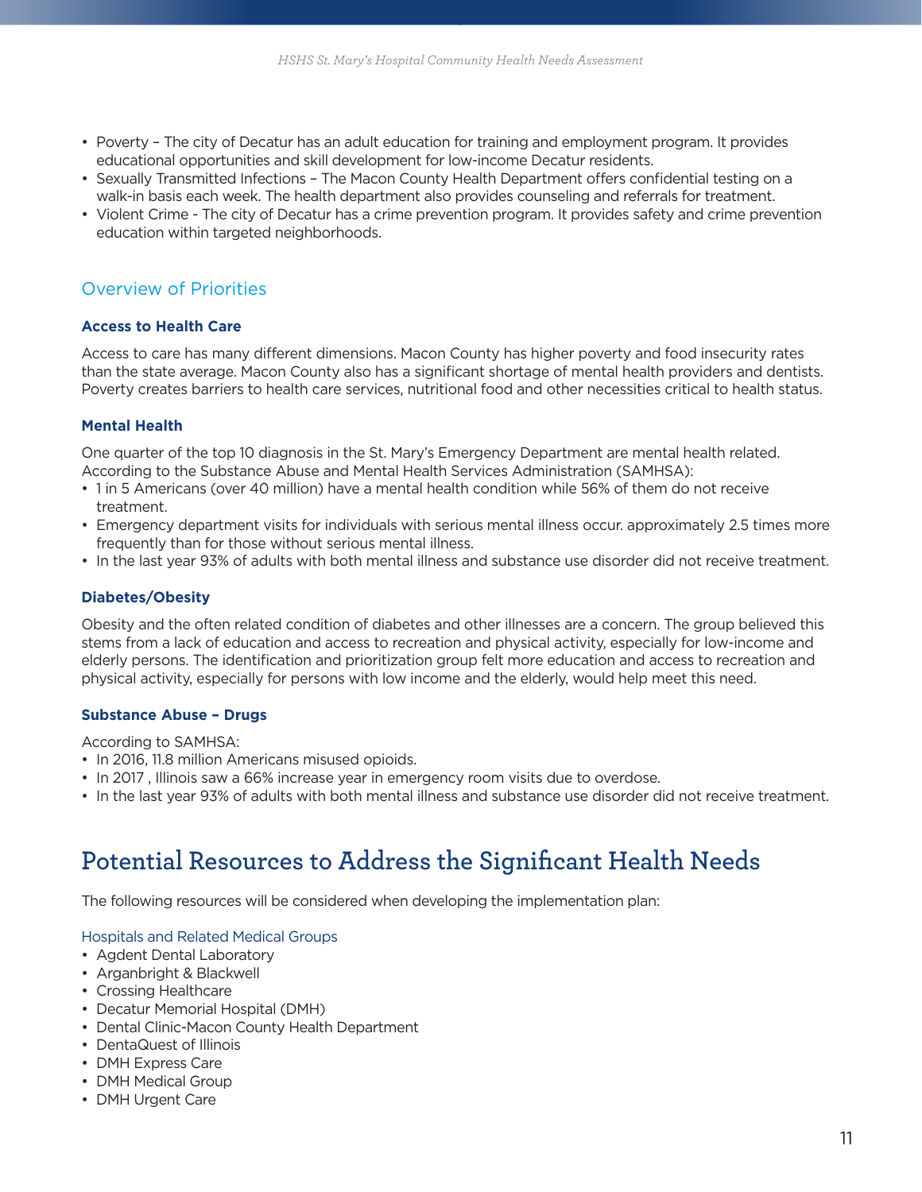- Poverty – The city of Decatur has an adult education for training and employment program. It provides educational opportunities and skill development for low-income Decatur residents.
- Sexually Transmitted Infections – The Macon County Health Department offers confidential testing on a walk-in basis each week. The health department also provides counseling and referrals for treatment.
- Violent Crime - The city of Decatur has a crime prevention program. It provides safety and crime prevention education within targeted neighborhoods.

## Overview of Priorities

### Access to Health Care

Access to care has many different dimensions. Macon County has higher poverty and food insecurity rates than the state average. Macon County also has a significant shortage of mental health providers and dentists. Poverty creates barriers to health care services, nutritional food and other necessities critical to health status.

### Mental Health

One quarter of the top 10 diagnosis in the St. Mary's Emergency Department are mental health related. According to the Substance Abuse and Mental Health Services Administration (SAMHSA):

- 1 in 5 Americans (over 40 million) have a mental health condition while 56% of them do not receive treatment.
- Emergency department visits for individuals with serious mental illness occur. approximately 2.5 times more frequently than for those without serious mental illness.
- In the last year 93% of adults with both mental illness and substance use disorder did not receive treatment.

### Diabetes/Obesity

Obesity and the often related condition of diabetes and other illnesses are a concern. The group believed this stems from a lack of education and access to recreation and physical activity, especially for low-income and elderly persons. The identification and prioritization group felt more education and access to recreation and physical activity, especially for persons with low income and the elderly, would help meet this need.

### Substance Abuse – Drugs

According to SAMHSA:

- In 2016, 11.8 million Americans misused opioids.
- In 2017 , Illinois saw a 66% increase year in emergency room visits due to overdose.
- In the last year 93% of adults with both mental illness and substance use disorder did not receive treatment.

# Potential Resources to Address the Significant Health Needs

The following resources will be considered when developing the implementation plan:

### Hospitals and Related Medical Groups

- Agdent Dental Laboratory
- Arganbright & Blackwell
- Crossing Healthcare
- Decatur Memorial Hospital (DMH)
- Dental Clinic-Macon County Health Department
- DentaQuest of Illinois
- DMH Express Care
- DMH Medical Group
- DMH Urgent Care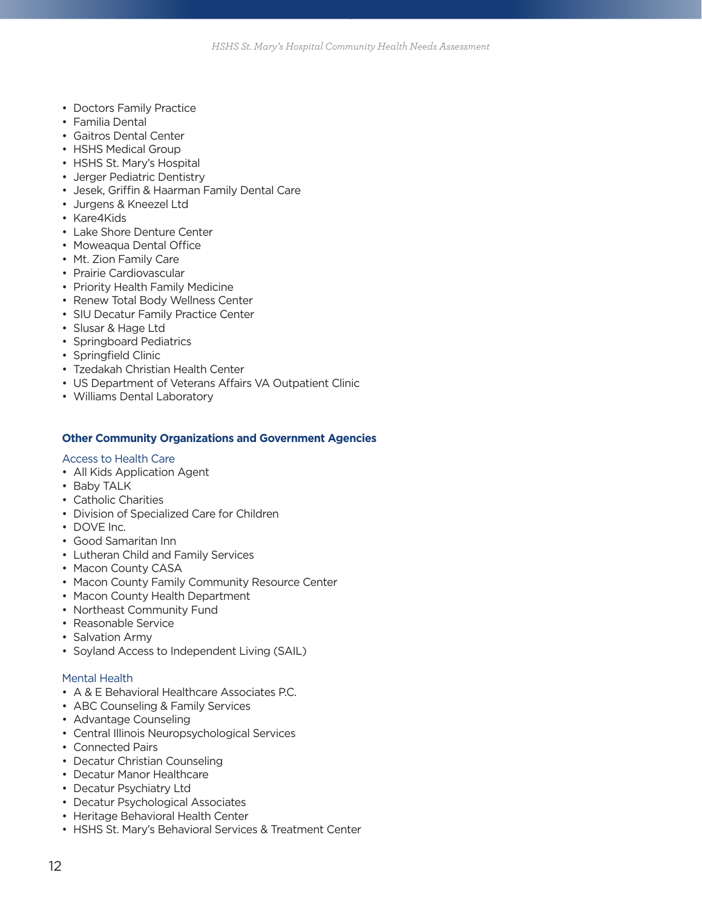- Doctors Family Practice
- Familia Dental
- Gaitros Dental Center
- HSHS Medical Group
- HSHS St. Mary's Hospital
- Jerger Pediatric Dentistry
- Jesek, Griffin & Haarman Family Dental Care
- Jurgens & Kneezel Ltd
- Kare4Kids
- Lake Shore Denture Center
- Moweaqua Dental Office
- Mt. Zion Family Care
- Prairie Cardiovascular
- Priority Health Family Medicine
- Renew Total Body Wellness Center
- SIU Decatur Family Practice Center
- Slusar & Hage Ltd
- Springboard Pediatrics
- Springfield Clinic
- Tzedakah Christian Health Center
- US Department of Veterans Affairs VA Outpatient Clinic
- Williams Dental Laboratory

**Other Community Organizations and Government Agencies**

Access to Health Care

- All Kids Application Agent
- Baby TALK
- Catholic Charities
- Division of Specialized Care for Children
- DOVE Inc.
- Good Samaritan Inn
- Lutheran Child and Family Services
- Macon County CASA
- Macon County Family Community Resource Center
- Macon County Health Department
- Northeast Community Fund
- Reasonable Service
- Salvation Army
- Soyland Access to Independent Living (SAIL)

Mental Health

- A & E Behavioral Healthcare Associates P.C.
- ABC Counseling & Family Services
- Advantage Counseling
- Central Illinois Neuropsychological Services
- Connected Pairs
- Decatur Christian Counseling
- Decatur Manor Healthcare
- Decatur Psychiatry Ltd
- Decatur Psychological Associates
- Heritage Behavioral Health Center
- HSHS St. Mary's Behavioral Services & Treatment Center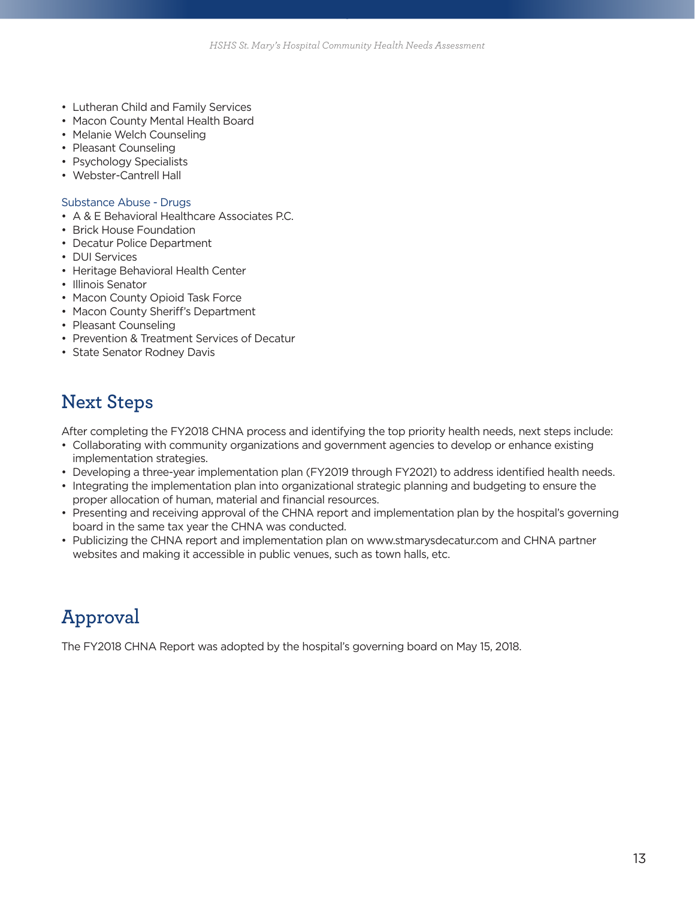- Lutheran Child and Family Services
- Macon County Mental Health Board
- Melanie Welch Counseling
- Pleasant Counseling
- Psychology Specialists
- Webster-Cantrell Hall

Substance Abuse - Drugs

- A & E Behavioral Healthcare Associates P.C.
- Brick House Foundation
- Decatur Police Department
- DUI Services
- Heritage Behavioral Health Center
- Illinois Senator
- Macon County Opioid Task Force
- Macon County Sheriff's Department
- Pleasant Counseling
- Prevention & Treatment Services of Decatur
- State Senator Rodney Davis

## Next Steps

After completing the FY2018 CHNA process and identifying the top priority health needs, next steps include:

- Collaborating with community organizations and government agencies to develop or enhance existing implementation strategies.
- Developing a three-year implementation plan (FY2019 through FY2021) to address identified health needs.
- Integrating the implementation plan into organizational strategic planning and budgeting to ensure the proper allocation of human, material and financial resources.
- Presenting and receiving approval of the CHNA report and implementation plan by the hospital's governing board in the same tax year the CHNA was conducted.
- Publicizing the CHNA report and implementation plan on www.stmarysdecatur.com and CHNA partner websites and making it accessible in public venues, such as town halls, etc.

## Approval

The FY2018 CHNA Report was adopted by the hospital's governing board on May 15, 2018.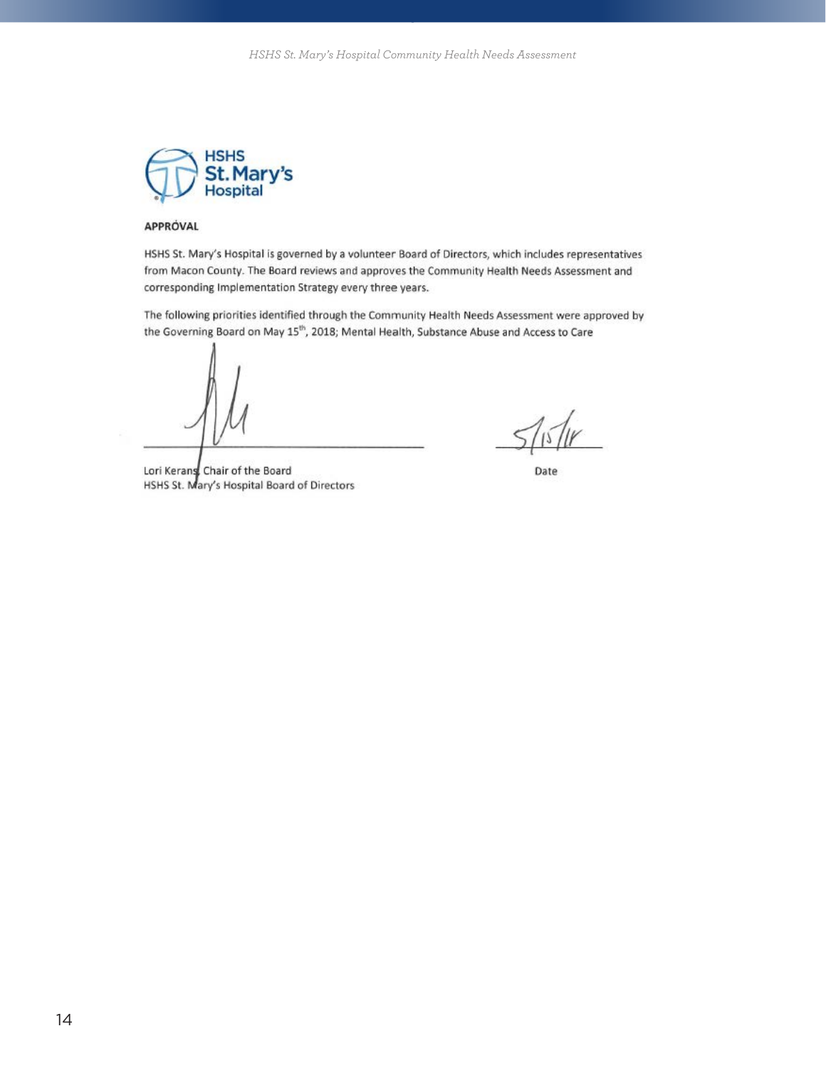## APPROVAL

HSHS St. Mary's Hospital is governed by a volunteer Board of Directors, which includes representatives from Macon County. The Board reviews and approves the Community Health Needs Assessment and corresponding Implementation Strategy every three years.

The following priorities identified through the Community Health Needs Assessment were approved by the Governing Board on May 15th, 2018; Mental Health, Substance Abuse and Access to Care

Lori Kerans, Chair of the Board
HSHS St. Mary's Hospital Board of Directors

5/15/18
Date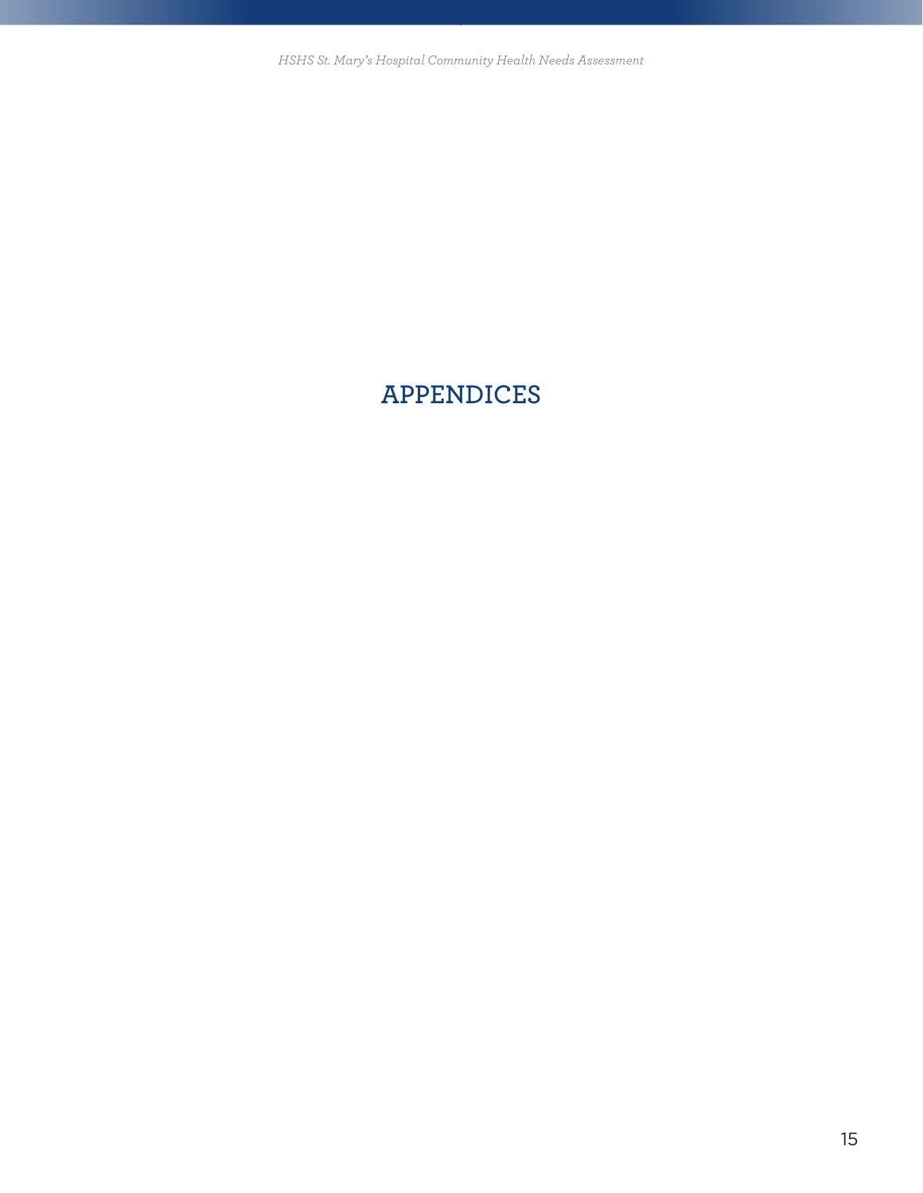# APPENDICES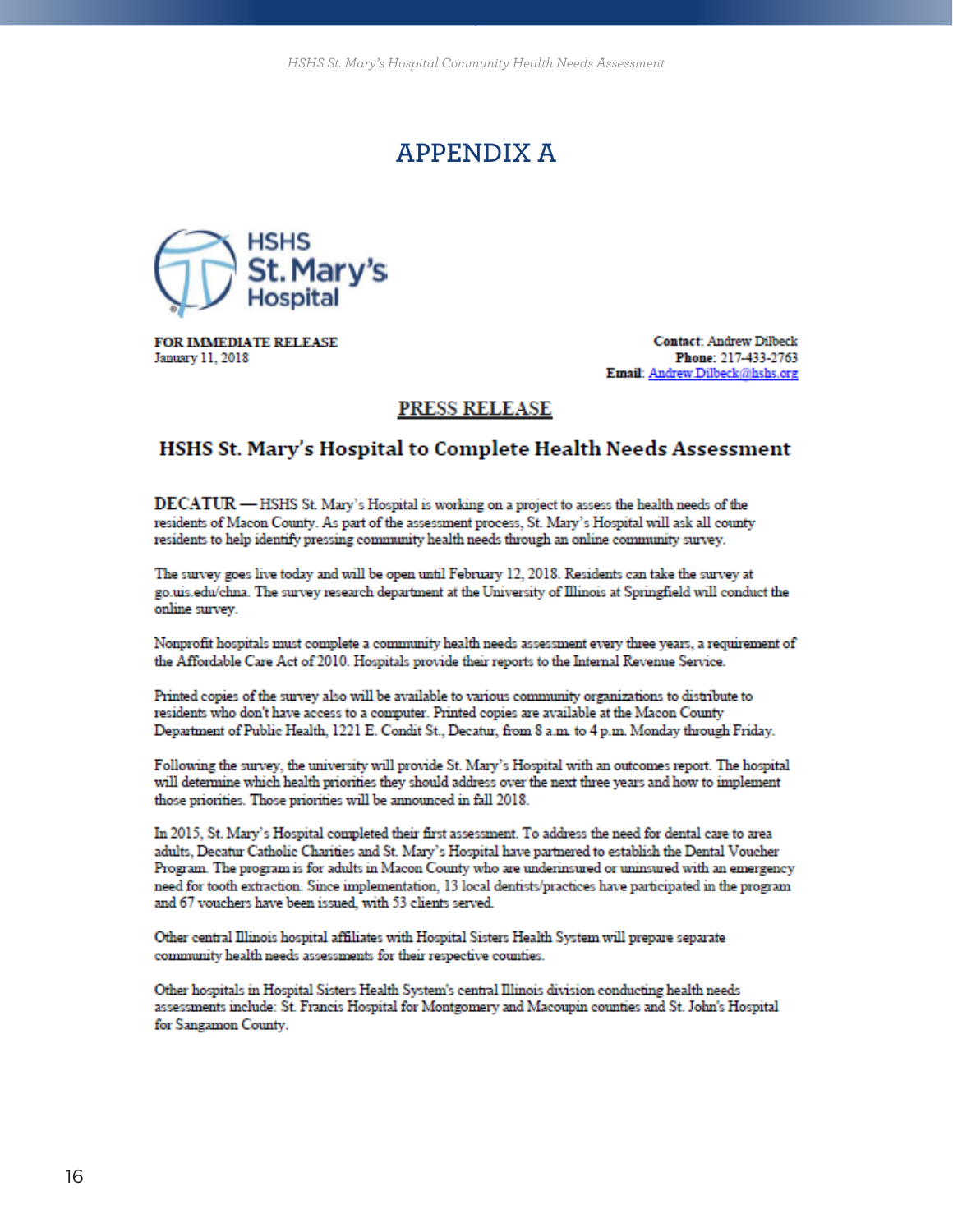# APPENDIX A

HSHS St. Mary's Hospital

**FOR IMMEDIATE RELEASE**
January 11, 2018

**Contact**: Andrew Dilbeck
**Phone**: 217-433-2763
**Email**: Andrew.Dilbeck@hshs.org

## PRESS RELEASE

## HSHS St. Mary's Hospital to Complete Health Needs Assessment

**DECATUR** — HSHS St. Mary's Hospital is working on a project to assess the health needs of the residents of Macon County. As part of the assessment process, St. Mary's Hospital will ask all county residents to help identify pressing community health needs through an online community survey.

The survey goes live today and will be open until February 12, 2018. Residents can take the survey at go.uis.edu/chna. The survey research department at the University of Illinois at Springfield will conduct the online survey.

Nonprofit hospitals must complete a community health needs assessment every three years, a requirement of the Affordable Care Act of 2010. Hospitals provide their reports to the Internal Revenue Service.

Printed copies of the survey also will be available to various community organizations to distribute to residents who don't have access to a computer. Printed copies are available at the Macon County Department of Public Health, 1221 E. Condit St., Decatur, from 8 a.m. to 4 p.m. Monday through Friday.

Following the survey, the university will provide St. Mary's Hospital with an outcomes report. The hospital will determine which health priorities they should address over the next three years and how to implement those priorities. Those priorities will be announced in fall 2018.

In 2015, St. Mary's Hospital completed their first assessment. To address the need for dental care to area adults, Decatur Catholic Charities and St. Mary's Hospital have partnered to establish the Dental Voucher Program. The program is for adults in Macon County who are underinsured or uninsured with an emergency need for tooth extraction. Since implementation, 13 local dentists/practices have participated in the program and 67 vouchers have been issued, with 53 clients served.

Other central Illinois hospital affiliates with Hospital Sisters Health System will prepare separate community health needs assessments for their respective counties.

Other hospitals in Hospital Sisters Health System's central Illinois division conducting health needs assessments include: St. Francis Hospital for Montgomery and Macoupin counties and St. John's Hospital for Sangamon County.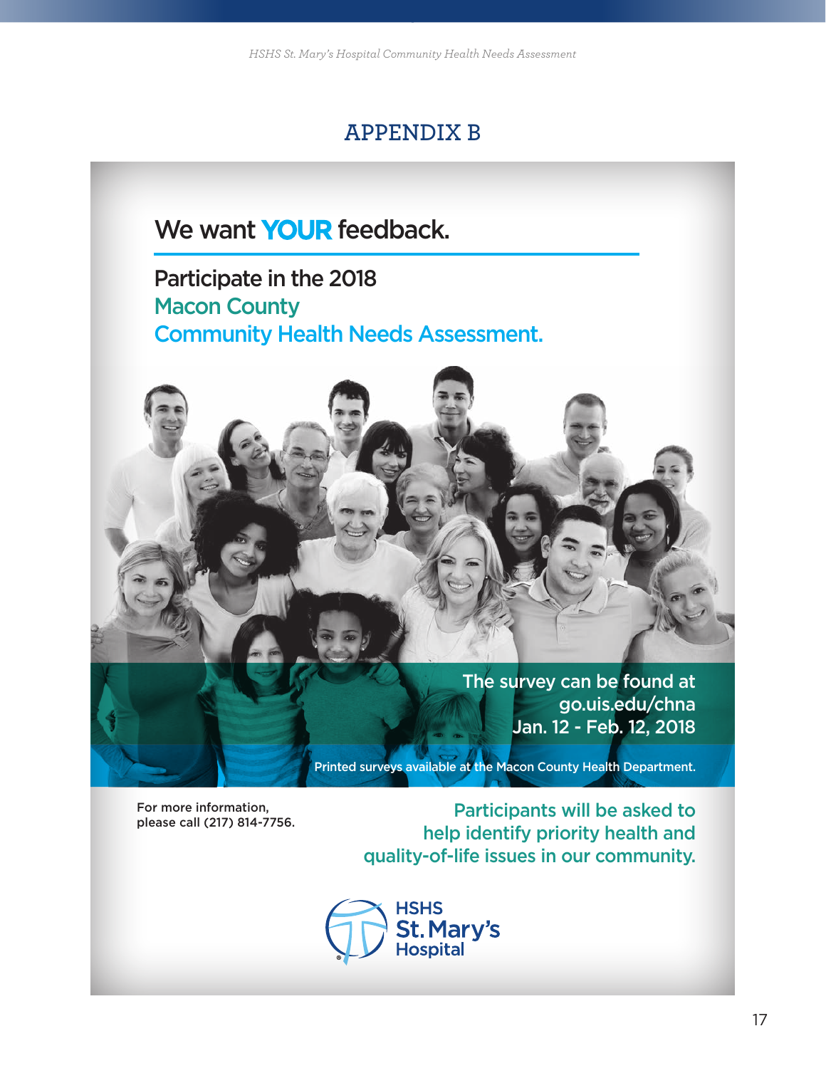# APPENDIX B

## We want YOUR feedback.

**Participate in the 2018 Macon County Community Health Needs Assessment.**

The survey can be found at go.uis.edu/chna
Jan. 12 - Feb. 12, 2018

Printed surveys available at the Macon County Health Department.

For more information, please call (217) 814-7756.

Participants will be asked to help identify priority health and quality-of-life issues in our community.

HSHS St. Mary's Hospital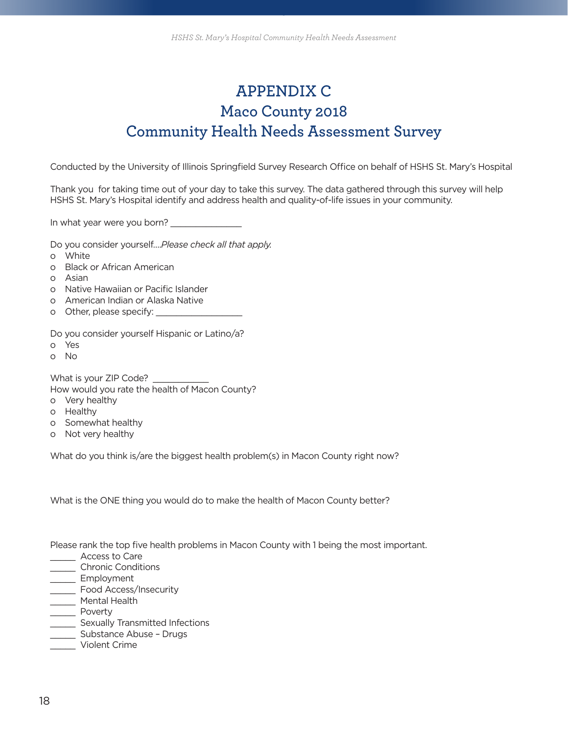# APPENDIX C
## Maco County 2018
## Community Health Needs Assessment Survey

Conducted by the University of Illinois Springfield Survey Research Office on behalf of HSHS St. Mary's Hospital

Thank you for taking time out of your day to take this survey. The data gathered through this survey will help HSHS St. Mary's Hospital identify and address health and quality-of-life issues in your community.

In what year were you born? _______________

Do you consider yourself....*Please check all that apply.*

- o White
- o Black or African American
- o Asian
- o Native Hawaiian or Pacific Islander
- o American Indian or Alaska Native
- o Other, please specify: ___________________

Do you consider yourself Hispanic or Latino/a?

- o Yes
- o No

What is your ZIP Code? ____________

How would you rate the health of Macon County?

- o Very healthy
- o Healthy
- o Somewhat healthy
- o Not very healthy

What do you think is/are the biggest health problem(s) in Macon County right now?

What is the ONE thing you would do to make the health of Macon County better?

Please rank the top five health problems in Macon County with 1 being the most important.

_____ Access to Care
_____ Chronic Conditions
_____ Employment
_____ Food Access/Insecurity
_____ Mental Health
_____ Poverty
_____ Sexually Transmitted Infections
_____ Substance Abuse – Drugs
_____ Violent Crime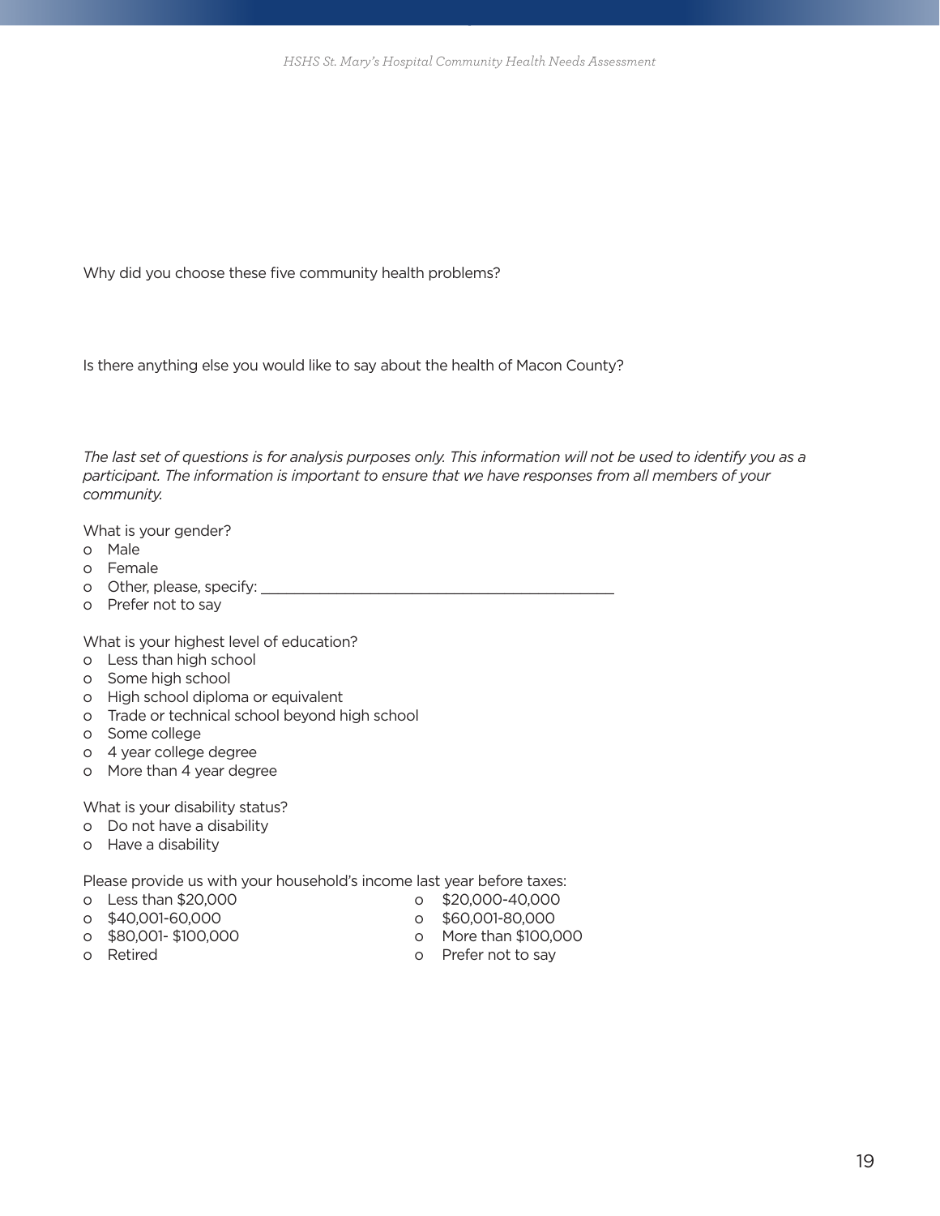Why did you choose these five community health problems?

Is there anything else you would like to say about the health of Macon County?

*The last set of questions is for analysis purposes only. This information will not be used to identify you as a participant. The information is important to ensure that we have responses from all members of your community.*

What is your gender?

- o Male
- o Female
- o Other, please, specify: ___________________________________________
- o Prefer not to say

What is your highest level of education?

- o Less than high school
- o Some high school
- o High school diploma or equivalent
- o Trade or technical school beyond high school
- o Some college
- o 4 year college degree
- o More than 4 year degree

What is your disability status?

- o Do not have a disability
- o Have a disability

Please provide us with your household's income last year before taxes:

- o Less than $20,000
- o $20,000-40,000
- o $40,001-60,000
- o $60,001-80,000
- o $80,001- $100,000
- o More than $100,000
- o Retired
- o Prefer not to say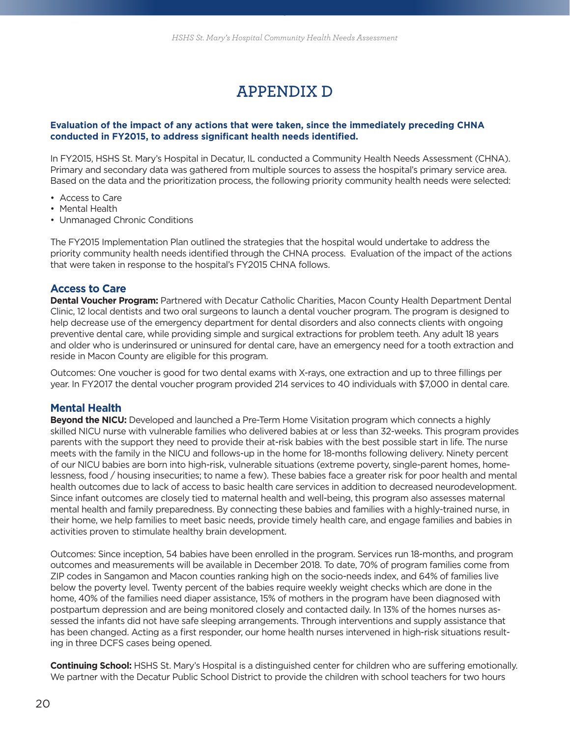# APPENDIX D

**Evaluation of the impact of any actions that were taken, since the immediately preceding CHNA conducted in FY2015, to address significant health needs identified.**

In FY2015, HSHS St. Mary's Hospital in Decatur, IL conducted a Community Health Needs Assessment (CHNA). Primary and secondary data was gathered from multiple sources to assess the hospital's primary service area. Based on the data and the prioritization process, the following priority community health needs were selected:

- Access to Care
- Mental Health
- Unmanaged Chronic Conditions

The FY2015 Implementation Plan outlined the strategies that the hospital would undertake to address the priority community health needs identified through the CHNA process. Evaluation of the impact of the actions that were taken in response to the hospital's FY2015 CHNA follows.

## Access to Care

**Dental Voucher Program:** Partnered with Decatur Catholic Charities, Macon County Health Department Dental Clinic, 12 local dentists and two oral surgeons to launch a dental voucher program. The program is designed to help decrease use of the emergency department for dental disorders and also connects clients with ongoing preventive dental care, while providing simple and surgical extractions for problem teeth. Any adult 18 years and older who is underinsured or uninsured for dental care, have an emergency need for a tooth extraction and reside in Macon County are eligible for this program.

Outcomes: One voucher is good for two dental exams with X-rays, one extraction and up to three fillings per year. In FY2017 the dental voucher program provided 214 services to 40 individuals with $7,000 in dental care.

## Mental Health

**Beyond the NICU:** Developed and launched a Pre-Term Home Visitation program which connects a highly skilled NICU nurse with vulnerable families who delivered babies at or less than 32-weeks. This program provides parents with the support they need to provide their at-risk babies with the best possible start in life. The nurse meets with the family in the NICU and follows-up in the home for 18-months following delivery. Ninety percent of our NICU babies are born into high-risk, vulnerable situations (extreme poverty, single-parent homes, homelessness, food / housing insecurities; to name a few). These babies face a greater risk for poor health and mental health outcomes due to lack of access to basic health care services in addition to decreased neurodevelopment. Since infant outcomes are closely tied to maternal health and well-being, this program also assesses maternal mental health and family preparedness. By connecting these babies and families with a highly-trained nurse, in their home, we help families to meet basic needs, provide timely health care, and engage families and babies in activities proven to stimulate healthy brain development.

Outcomes: Since inception, 54 babies have been enrolled in the program. Services run 18-months, and program outcomes and measurements will be available in December 2018. To date, 70% of program families come from ZIP codes in Sangamon and Macon counties ranking high on the socio-needs index, and 64% of families live below the poverty level. Twenty percent of the babies require weekly weight checks which are done in the home, 40% of the families need diaper assistance, 15% of mothers in the program have been diagnosed with postpartum depression and are being monitored closely and contacted daily. In 13% of the homes nurses assessed the infants did not have safe sleeping arrangements. Through interventions and supply assistance that has been changed. Acting as a first responder, our home health nurses intervened in high-risk situations resulting in three DCFS cases being opened.

**Continuing School:** HSHS St. Mary's Hospital is a distinguished center for children who are suffering emotionally. We partner with the Decatur Public School District to provide the children with school teachers for two hours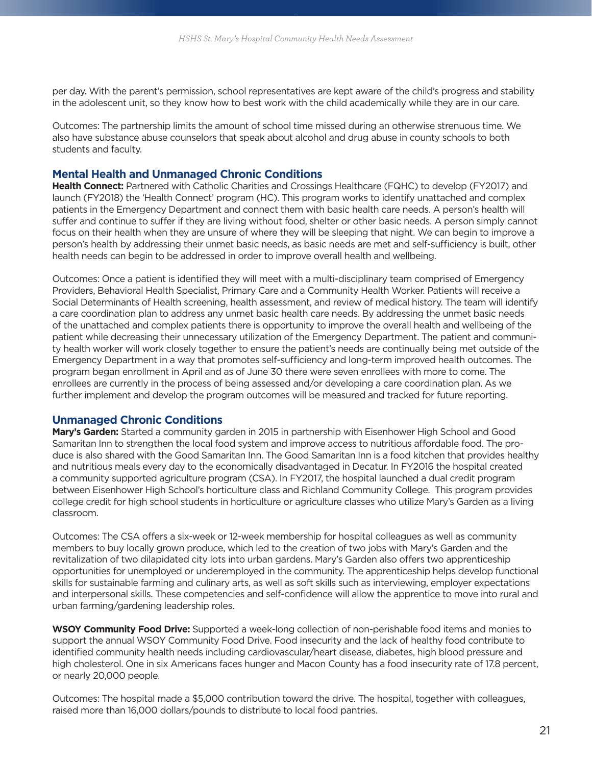per day. With the parent's permission, school representatives are kept aware of the child's progress and stability in the adolescent unit, so they know how to best work with the child academically while they are in our care.

Outcomes: The partnership limits the amount of school time missed during an otherwise strenuous time. We also have substance abuse counselors that speak about alcohol and drug abuse in county schools to both students and faculty.

## Mental Health and Unmanaged Chronic Conditions

**Health Connect:** Partnered with Catholic Charities and Crossings Healthcare (FQHC) to develop (FY2017) and launch (FY2018) the 'Health Connect' program (HC). This program works to identify unattached and complex patients in the Emergency Department and connect them with basic health care needs. A person's health will suffer and continue to suffer if they are living without food, shelter or other basic needs. A person simply cannot focus on their health when they are unsure of where they will be sleeping that night. We can begin to improve a person's health by addressing their unmet basic needs, as basic needs are met and self-sufficiency is built, other health needs can begin to be addressed in order to improve overall health and wellbeing.

Outcomes: Once a patient is identified they will meet with a multi-disciplinary team comprised of Emergency Providers, Behavioral Health Specialist, Primary Care and a Community Health Worker. Patients will receive a Social Determinants of Health screening, health assessment, and review of medical history. The team will identify a care coordination plan to address any unmet basic health care needs. By addressing the unmet basic needs of the unattached and complex patients there is opportunity to improve the overall health and wellbeing of the patient while decreasing their unnecessary utilization of the Emergency Department. The patient and community health worker will work closely together to ensure the patient's needs are continually being met outside of the Emergency Department in a way that promotes self-sufficiency and long-term improved health outcomes. The program began enrollment in April and as of June 30 there were seven enrollees with more to come. The enrollees are currently in the process of being assessed and/or developing a care coordination plan. As we further implement and develop the program outcomes will be measured and tracked for future reporting.

## Unmanaged Chronic Conditions

**Mary's Garden:** Started a community garden in 2015 in partnership with Eisenhower High School and Good Samaritan Inn to strengthen the local food system and improve access to nutritious affordable food. The produce is also shared with the Good Samaritan Inn. The Good Samaritan Inn is a food kitchen that provides healthy and nutritious meals every day to the economically disadvantaged in Decatur. In FY2016 the hospital created a community supported agriculture program (CSA). In FY2017, the hospital launched a dual credit program between Eisenhower High School's horticulture class and Richland Community College. This program provides college credit for high school students in horticulture or agriculture classes who utilize Mary's Garden as a living classroom.

Outcomes: The CSA offers a six-week or 12-week membership for hospital colleagues as well as community members to buy locally grown produce, which led to the creation of two jobs with Mary's Garden and the revitalization of two dilapidated city lots into urban gardens. Mary's Garden also offers two apprenticeship opportunities for unemployed or underemployed in the community. The apprenticeship helps develop functional skills for sustainable farming and culinary arts, as well as soft skills such as interviewing, employer expectations and interpersonal skills. These competencies and self-confidence will allow the apprentice to move into rural and urban farming/gardening leadership roles.

**WSOY Community Food Drive:** Supported a week-long collection of non-perishable food items and monies to support the annual WSOY Community Food Drive. Food insecurity and the lack of healthy food contribute to identified community health needs including cardiovascular/heart disease, diabetes, high blood pressure and high cholesterol. One in six Americans faces hunger and Macon County has a food insecurity rate of 17.8 percent, or nearly 20,000 people.

Outcomes: The hospital made a $5,000 contribution toward the drive. The hospital, together with colleagues, raised more than 16,000 dollars/pounds to distribute to local food pantries.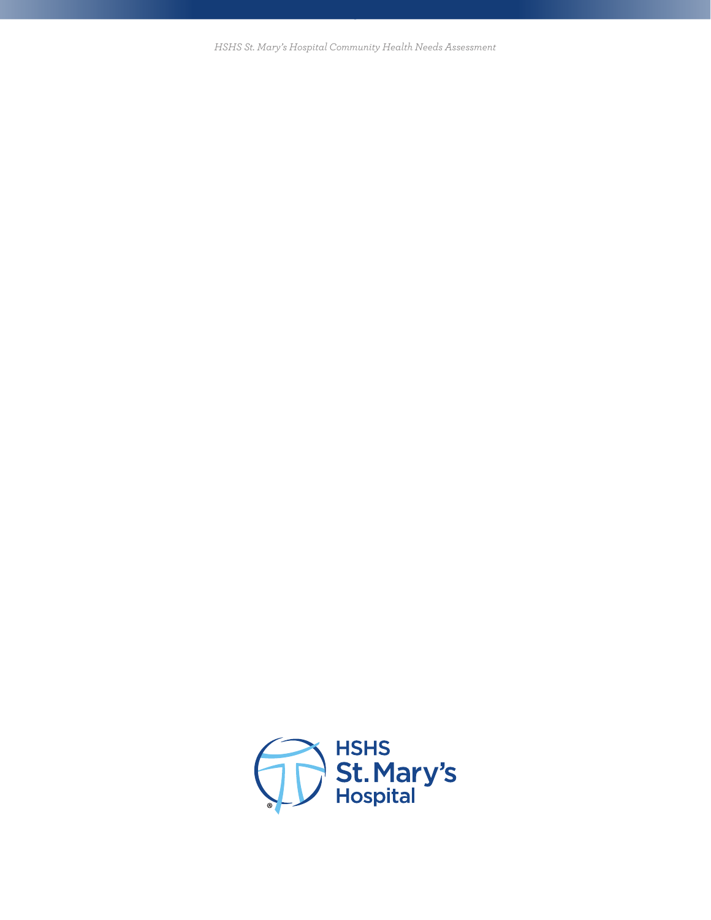HSHS
St. Mary's
Hospital